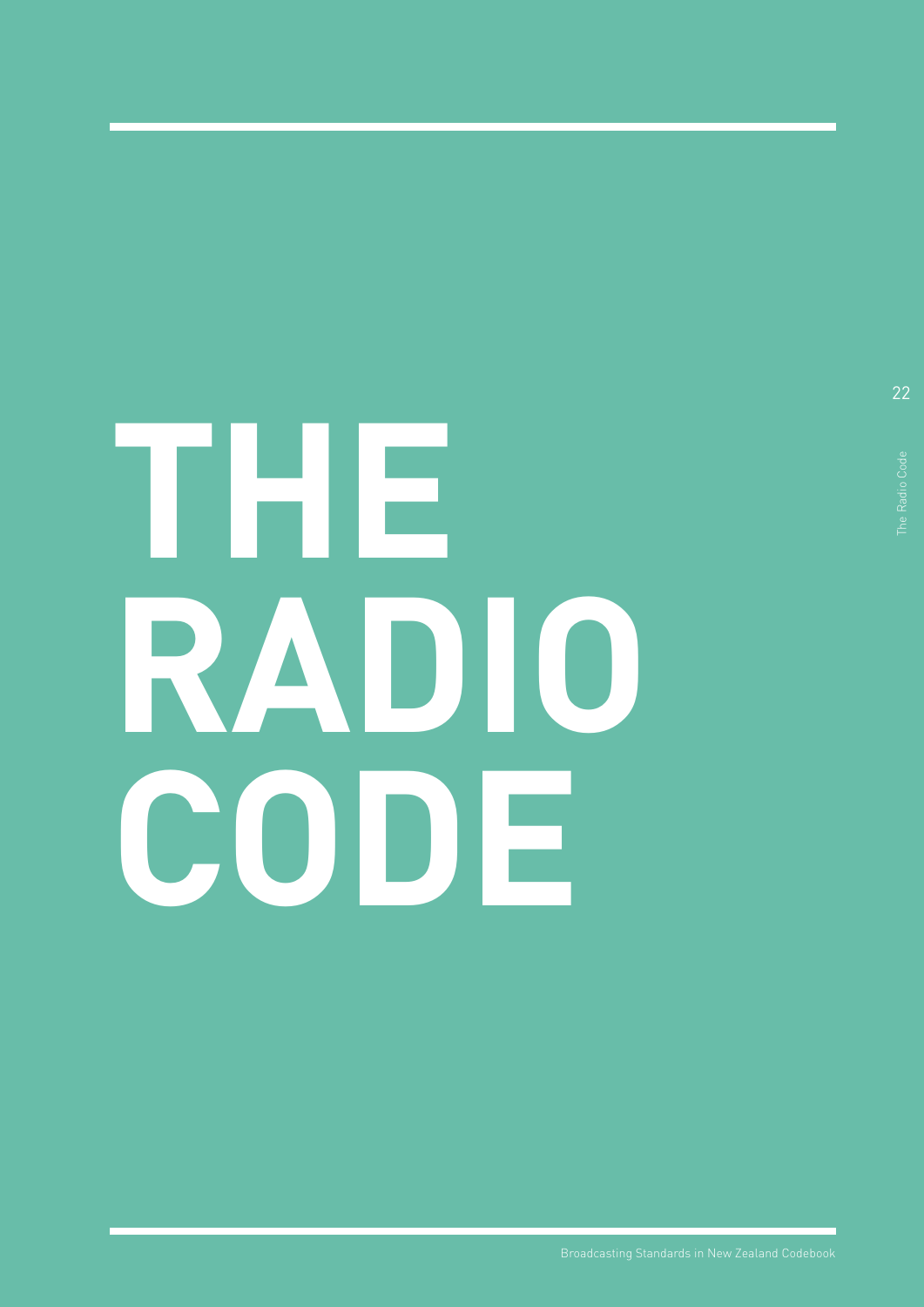# THE RADIO CODE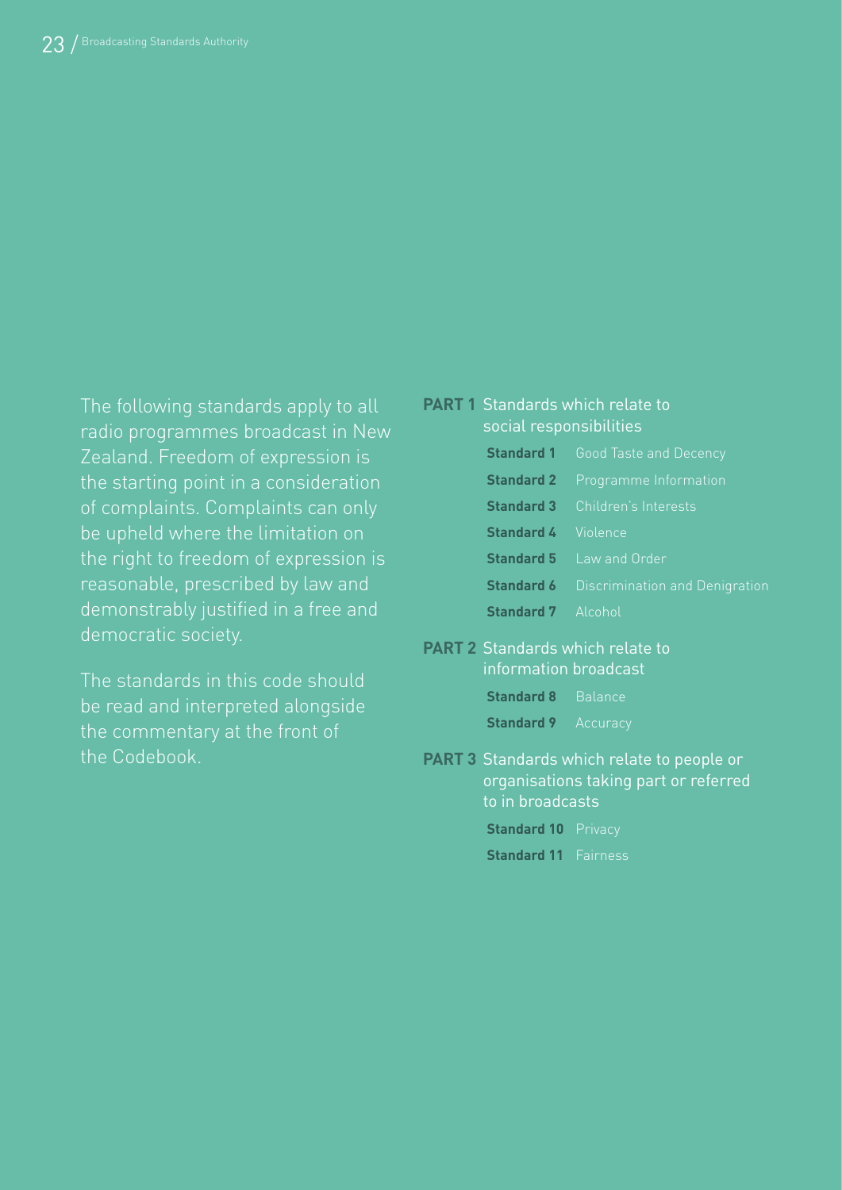The following standards apply to all radio programmes broadcast in New Zealand. Freedom of expression is the starting point in a consideration of complaints. Complaints can only be upheld where the limitation on the right to freedom of expression is reasonable, prescribed by law and demonstrably justified in a free and democratic society.

The standards in this code should be read and interpreted alongside the commentary at the front of the Codebook.

**PART 1** Standards which relate to social responsibilities

- **Standard 1** Good Taste and Decency
- **Standard 2** Programme Information
- **Standard 3** Children's Interests
- **Standard 4** Violence
- **Standard 5** Law and Order
- **Standard 6** Discrimination and Denigration
- **Standard 7** Alcohol

**PART 2** Standards which relate to information broadcast

- **Standard 8** Balance
- **Standard 9** Accuracy

**PART 3** Standards which relate to people or organisations taking part or referred to in broadcasts

- **Standard 10** Privacy
- **Standard 11** Fairness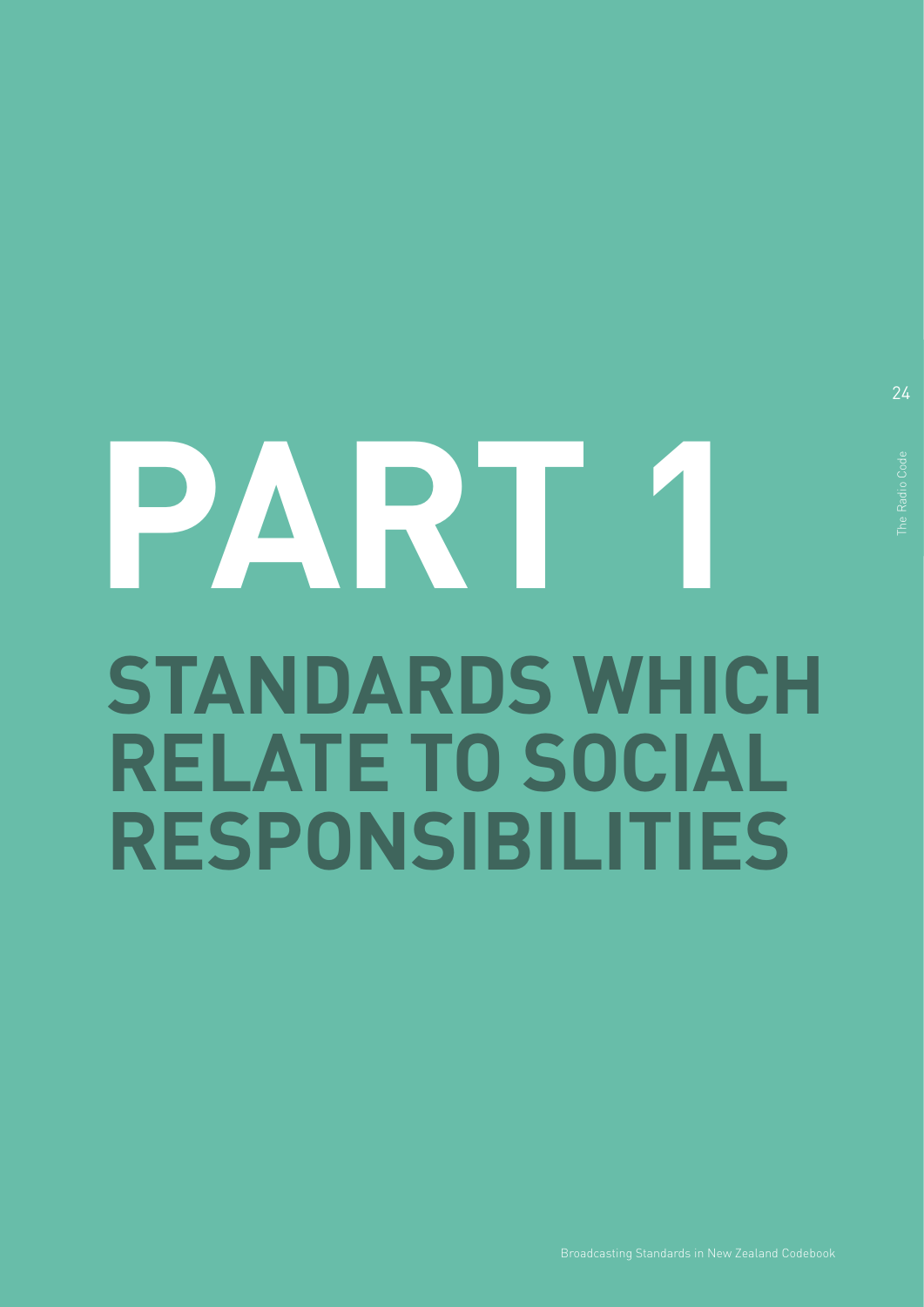# PART 1

## STANDARDS WHICH RELATE TO SOCIAL RESPONSIBILITIES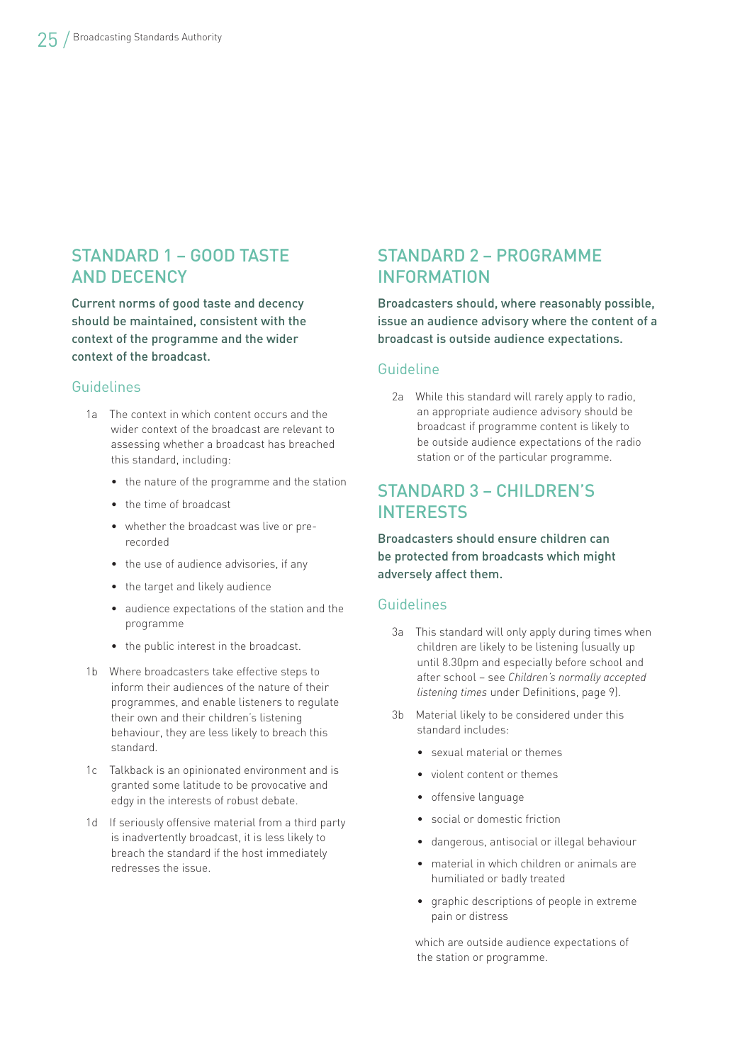## STANDARD 1 – GOOD TASTE AND DECENCY

**Current norms of good taste and decency should be maintained, consistent with the context of the programme and the wider context of the broadcast.**

### Guidelines

1a The context in which content occurs and the wider context of the broadcast are relevant to assessing whether a broadcast has breached this standard, including:

- the nature of the programme and the station
- the time of broadcast
- whether the broadcast was live or pre-recorded
- the use of audience advisories, if any
- the target and likely audience
- audience expectations of the station and the programme
- the public interest in the broadcast.

1b Where broadcasters take effective steps to inform their audiences of the nature of their programmes, and enable listeners to regulate their own and their children's listening behaviour, they are less likely to breach this standard.

1c Talkback is an opinionated environment and is granted some latitude to be provocative and edgy in the interests of robust debate.

1d If seriously offensive material from a third party is inadvertently broadcast, it is less likely to breach the standard if the host immediately redresses the issue.

## STANDARD 2 – PROGRAMME INFORMATION

**Broadcasters should, where reasonably possible, issue an audience advisory where the content of a broadcast is outside audience expectations.**

### Guideline

2a While this standard will rarely apply to radio, an appropriate audience advisory should be broadcast if programme content is likely to be outside audience expectations of the radio station or of the particular programme.

## STANDARD 3 – CHILDREN'S INTERESTS

**Broadcasters should ensure children can be protected from broadcasts which might adversely affect them.**

### Guidelines

3a This standard will only apply during times when children are likely to be listening (usually up until 8.30pm and especially before school and after school – see *Children's normally accepted listening times* under Definitions, page 9).

3b Material likely to be considered under this standard includes:

- sexual material or themes
- violent content or themes
- offensive language
- social or domestic friction
- dangerous, antisocial or illegal behaviour
- material in which children or animals are humiliated or badly treated
- graphic descriptions of people in extreme pain or distress

which are outside audience expectations of the station or programme.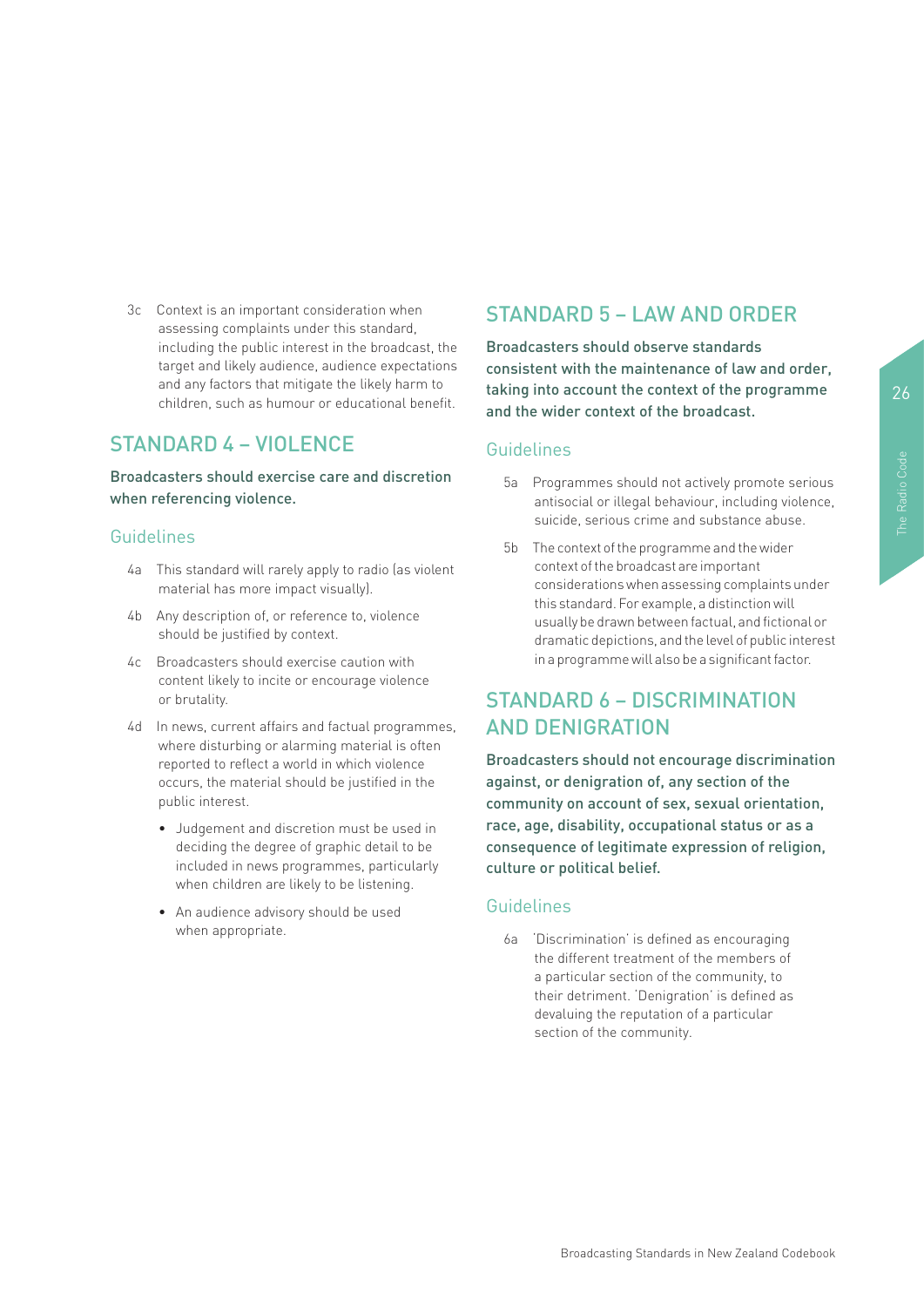3c Context is an important consideration when assessing complaints under this standard, including the public interest in the broadcast, the target and likely audience, audience expectations and any factors that mitigate the likely harm to children, such as humour or educational benefit.

## STANDARD 4 – VIOLENCE

**Broadcasters should exercise care and discretion when referencing violence.**

### Guidelines

4a This standard will rarely apply to radio (as violent material has more impact visually).

4b Any description of, or reference to, violence should be justified by context.

4c Broadcasters should exercise caution with content likely to incite or encourage violence or brutality.

4d In news, current affairs and factual programmes, where disturbing or alarming material is often reported to reflect a world in which violence occurs, the material should be justified in the public interest.

- Judgement and discretion must be used in deciding the degree of graphic detail to be included in news programmes, particularly when children are likely to be listening.
- An audience advisory should be used when appropriate.

## STANDARD 5 – LAW AND ORDER

**Broadcasters should observe standards consistent with the maintenance of law and order, taking into account the context of the programme and the wider context of the broadcast.**

### Guidelines

5a Programmes should not actively promote serious antisocial or illegal behaviour, including violence, suicide, serious crime and substance abuse.

5b The context of the programme and the wider context of the broadcast are important considerations when assessing complaints under this standard. For example, a distinction will usually be drawn between factual, and fictional or dramatic depictions, and the level of public interest in a programme will also be a significant factor.

## STANDARD 6 – DISCRIMINATION AND DENIGRATION

**Broadcasters should not encourage discrimination against, or denigration of, any section of the community on account of sex, sexual orientation, race, age, disability, occupational status or as a consequence of legitimate expression of religion, culture or political belief.**

### Guidelines

6a 'Discrimination' is defined as encouraging the different treatment of the members of a particular section of the community, to their detriment. 'Denigration' is defined as devaluing the reputation of a particular section of the community.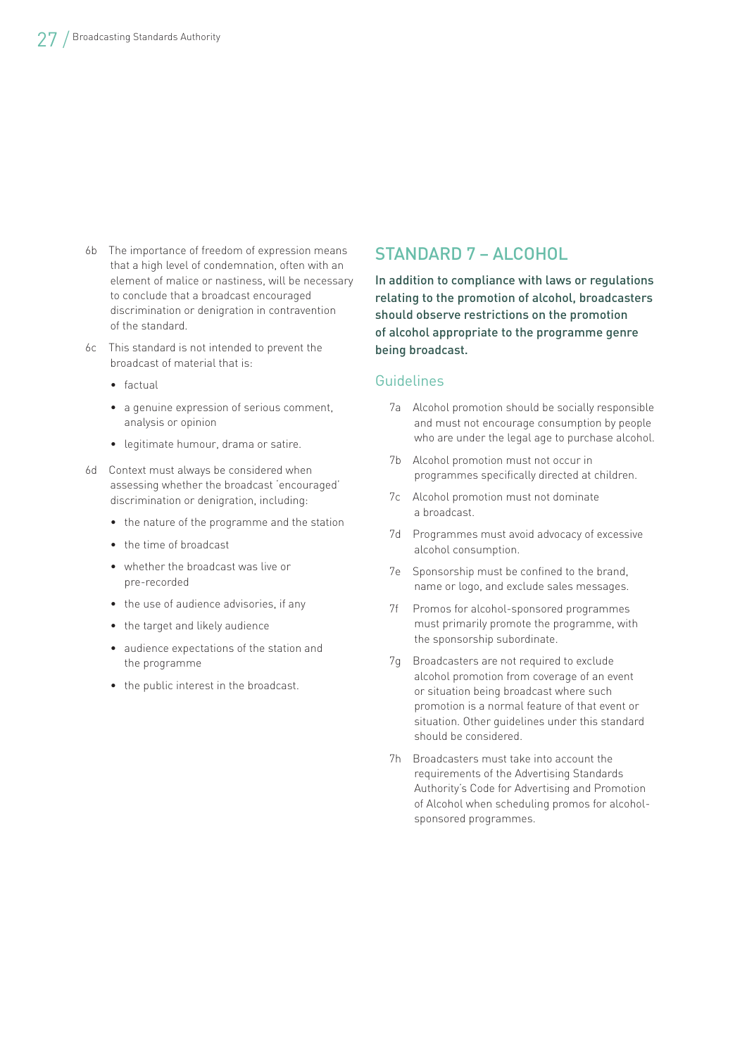6b The importance of freedom of expression means that a high level of condemnation, often with an element of malice or nastiness, will be necessary to conclude that a broadcast encouraged discrimination or denigration in contravention of the standard.

6c This standard is not intended to prevent the broadcast of material that is:

- factual
- a genuine expression of serious comment, analysis or opinion
- legitimate humour, drama or satire.

6d Context must always be considered when assessing whether the broadcast 'encouraged' discrimination or denigration, including:

- the nature of the programme and the station
- the time of broadcast
- whether the broadcast was live or pre-recorded
- the use of audience advisories, if any
- the target and likely audience
- audience expectations of the station and the programme
- the public interest in the broadcast.

## STANDARD 7 – ALCOHOL

**In addition to compliance with laws or regulations relating to the promotion of alcohol, broadcasters should observe restrictions on the promotion of alcohol appropriate to the programme genre being broadcast.**

### Guidelines

7a Alcohol promotion should be socially responsible and must not encourage consumption by people who are under the legal age to purchase alcohol.

7b Alcohol promotion must not occur in programmes specifically directed at children.

7c Alcohol promotion must not dominate a broadcast.

7d Programmes must avoid advocacy of excessive alcohol consumption.

7e Sponsorship must be confined to the brand, name or logo, and exclude sales messages.

7f Promos for alcohol-sponsored programmes must primarily promote the programme, with the sponsorship subordinate.

7g Broadcasters are not required to exclude alcohol promotion from coverage of an event or situation being broadcast where such promotion is a normal feature of that event or situation. Other guidelines under this standard should be considered.

7h Broadcasters must take into account the requirements of the Advertising Standards Authority's Code for Advertising and Promotion of Alcohol when scheduling promos for alcohol-sponsored programmes.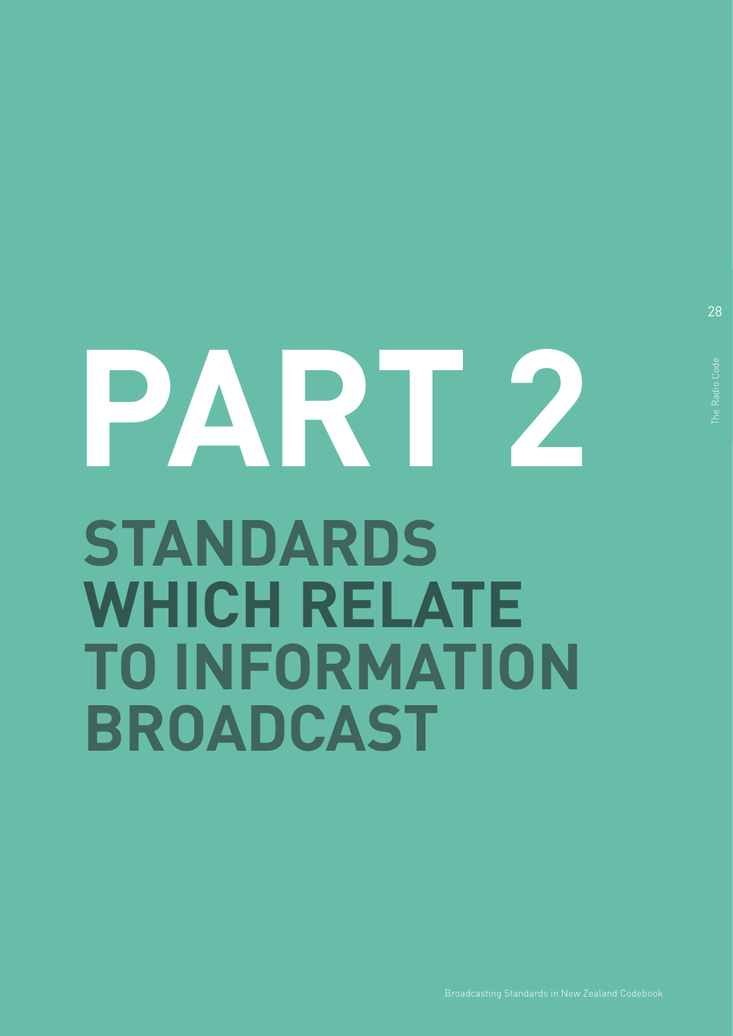# PART 2

## STANDARDS WHICH RELATE TO INFORMATION BROADCAST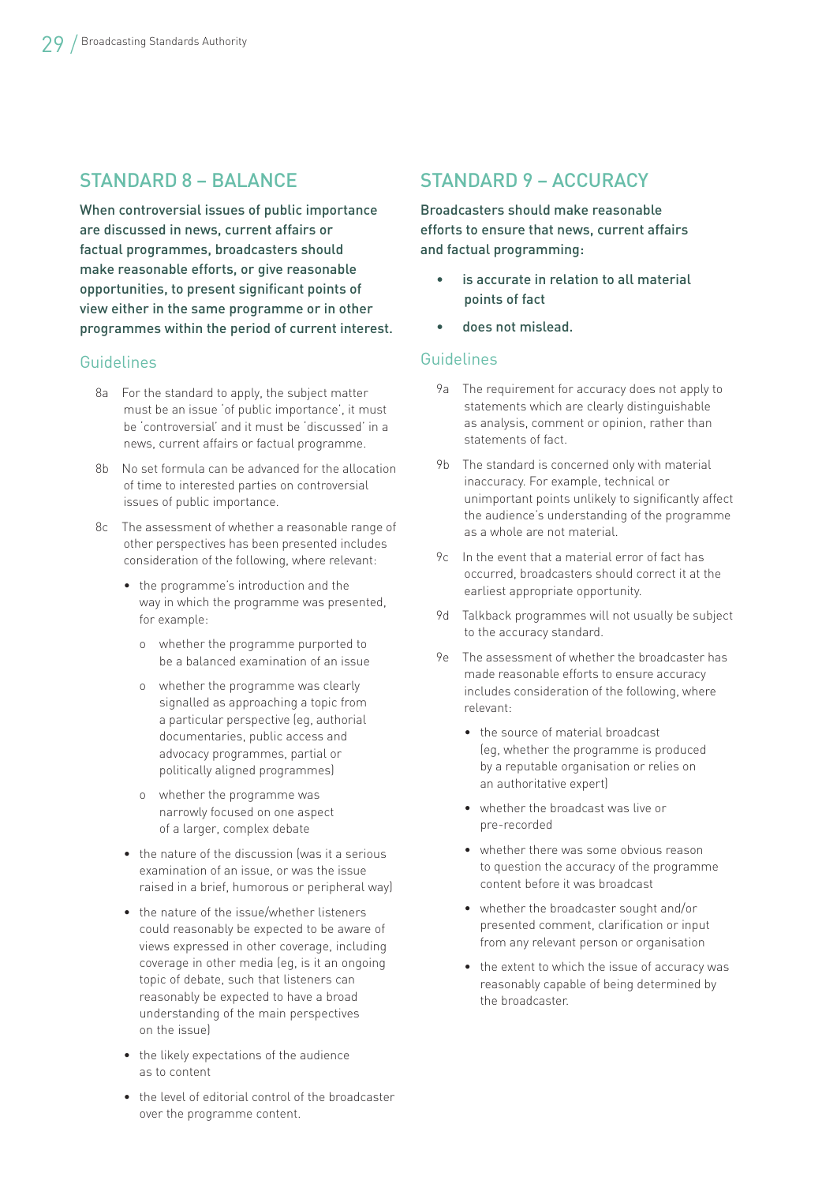## STANDARD 8 – BALANCE

**When controversial issues of public importance are discussed in news, current affairs or factual programmes, broadcasters should make reasonable efforts, or give reasonable opportunities, to present significant points of view either in the same programme or in other programmes within the period of current interest.**

### Guidelines

8a For the standard to apply, the subject matter must be an issue 'of public importance', it must be 'controversial' and it must be 'discussed' in a news, current affairs or factual programme.

8b No set formula can be advanced for the allocation of time to interested parties on controversial issues of public importance.

8c The assessment of whether a reasonable range of other perspectives has been presented includes consideration of the following, where relevant:

- the programme's introduction and the way in which the programme was presented, for example:
  - whether the programme purported to be a balanced examination of an issue
  - whether the programme was clearly signalled as approaching a topic from a particular perspective (eg, authorial documentaries, public access and advocacy programmes, partial or politically aligned programmes)
  - whether the programme was narrowly focused on one aspect of a larger, complex debate
- the nature of the discussion (was it a serious examination of an issue, or was the issue raised in a brief, humorous or peripheral way)
- the nature of the issue/whether listeners could reasonably be expected to be aware of views expressed in other coverage, including coverage in other media (eg, is it an ongoing topic of debate, such that listeners can reasonably be expected to have a broad understanding of the main perspectives on the issue)
- the likely expectations of the audience as to content
- the level of editorial control of the broadcaster over the programme content.

## STANDARD 9 – ACCURACY

**Broadcasters should make reasonable efforts to ensure that news, current affairs and factual programming:**

- **is accurate in relation to all material points of fact**
- **does not mislead.**

### Guidelines

9a The requirement for accuracy does not apply to statements which are clearly distinguishable as analysis, comment or opinion, rather than statements of fact.

9b The standard is concerned only with material inaccuracy. For example, technical or unimportant points unlikely to significantly affect the audience's understanding of the programme as a whole are not material.

9c In the event that a material error of fact has occurred, broadcasters should correct it at the earliest appropriate opportunity.

9d Talkback programmes will not usually be subject to the accuracy standard.

9e The assessment of whether the broadcaster has made reasonable efforts to ensure accuracy includes consideration of the following, where relevant:

- the source of material broadcast (eg, whether the programme is produced by a reputable organisation or relies on an authoritative expert)
- whether the broadcast was live or pre-recorded
- whether there was some obvious reason to question the accuracy of the programme content before it was broadcast
- whether the broadcaster sought and/or presented comment, clarification or input from any relevant person or organisation
- the extent to which the issue of accuracy was reasonably capable of being determined by the broadcaster.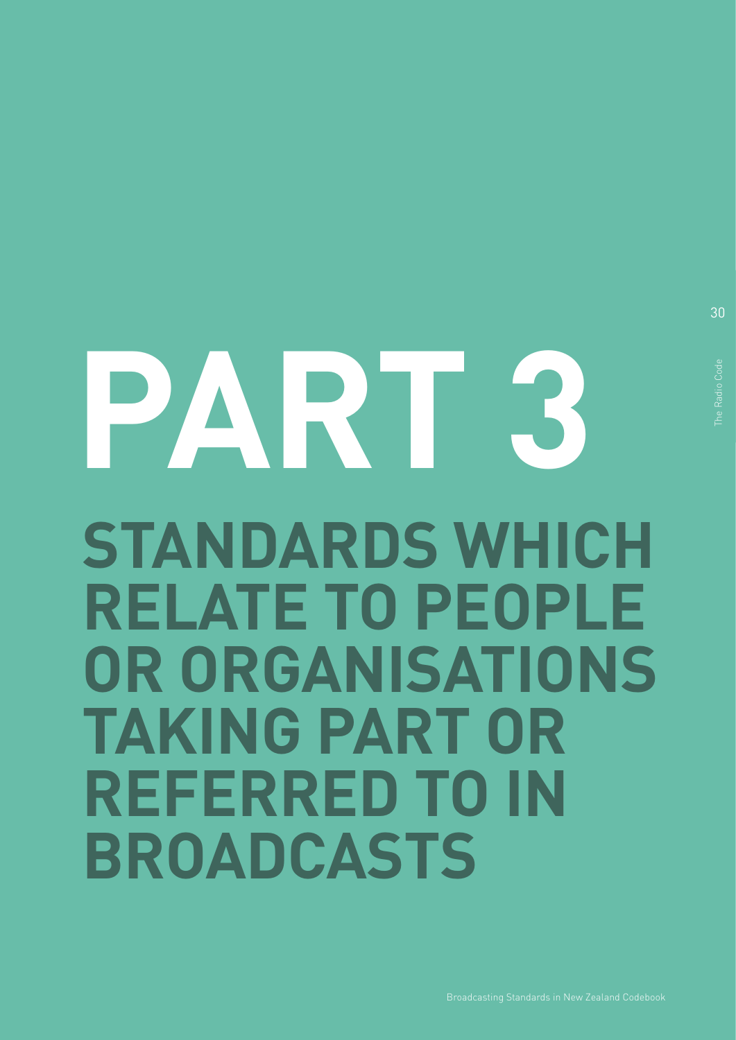# PART 3

## STANDARDS WHICH RELATE TO PEOPLE OR ORGANISATIONS TAKING PART OR REFERRED TO IN BROADCASTS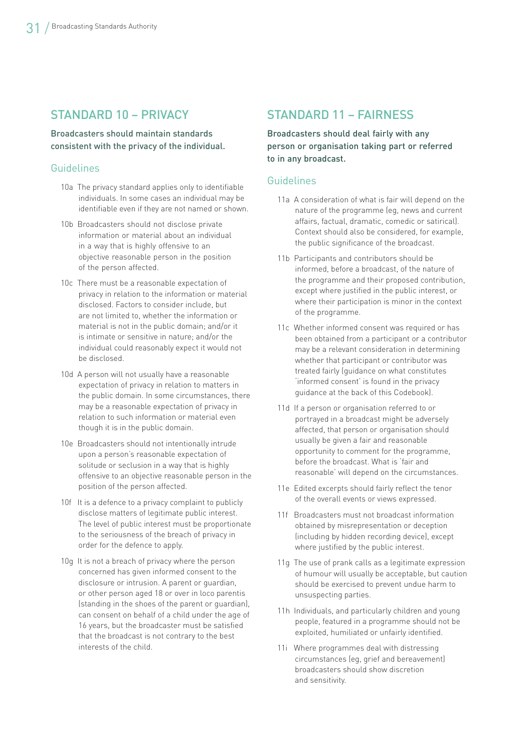## STANDARD 10 – PRIVACY

Broadcasters should maintain standards consistent with the privacy of the individual.

### Guidelines

10a The privacy standard applies only to identifiable individuals. In some cases an individual may be identifiable even if they are not named or shown.

10b Broadcasters should not disclose private information or material about an individual in a way that is highly offensive to an objective reasonable person in the position of the person affected.

10c There must be a reasonable expectation of privacy in relation to the information or material disclosed. Factors to consider include, but are not limited to, whether the information or material is not in the public domain; and/or it is intimate or sensitive in nature; and/or the individual could reasonably expect it would not be disclosed.

10d A person will not usually have a reasonable expectation of privacy in relation to matters in the public domain. In some circumstances, there may be a reasonable expectation of privacy in relation to such information or material even though it is in the public domain.

10e Broadcasters should not intentionally intrude upon a person's reasonable expectation of solitude or seclusion in a way that is highly offensive to an objective reasonable person in the position of the person affected.

10f It is a defence to a privacy complaint to publicly disclose matters of legitimate public interest. The level of public interest must be proportionate to the seriousness of the breach of privacy in order for the defence to apply.

10g It is not a breach of privacy where the person concerned has given informed consent to the disclosure or intrusion. A parent or guardian, or other person aged 18 or over in loco parentis (standing in the shoes of the parent or guardian), can consent on behalf of a child under the age of 16 years, but the broadcaster must be satisfied that the broadcast is not contrary to the best interests of the child.

## STANDARD 11 – FAIRNESS

Broadcasters should deal fairly with any person or organisation taking part or referred to in any broadcast.

### Guidelines

11a A consideration of what is fair will depend on the nature of the programme (eg, news and current affairs, factual, dramatic, comedic or satirical). Context should also be considered, for example, the public significance of the broadcast.

11b Participants and contributors should be informed, before a broadcast, of the nature of the programme and their proposed contribution, except where justified in the public interest, or where their participation is minor in the context of the programme.

11c Whether informed consent was required or has been obtained from a participant or a contributor may be a relevant consideration in determining whether that participant or contributor was treated fairly (guidance on what constitutes 'informed consent' is found in the privacy guidance at the back of this Codebook).

11d If a person or organisation referred to or portrayed in a broadcast might be adversely affected, that person or organisation should usually be given a fair and reasonable opportunity to comment for the programme, before the broadcast. What is 'fair and reasonable' will depend on the circumstances.

11e Edited excerpts should fairly reflect the tenor of the overall events or views expressed.

11f Broadcasters must not broadcast information obtained by misrepresentation or deception (including by hidden recording device), except where justified by the public interest.

11g The use of prank calls as a legitimate expression of humour will usually be acceptable, but caution should be exercised to prevent undue harm to unsuspecting parties.

11h Individuals, and particularly children and young people, featured in a programme should not be exploited, humiliated or unfairly identified.

11i Where programmes deal with distressing circumstances (eg, grief and bereavement) broadcasters should show discretion and sensitivity.